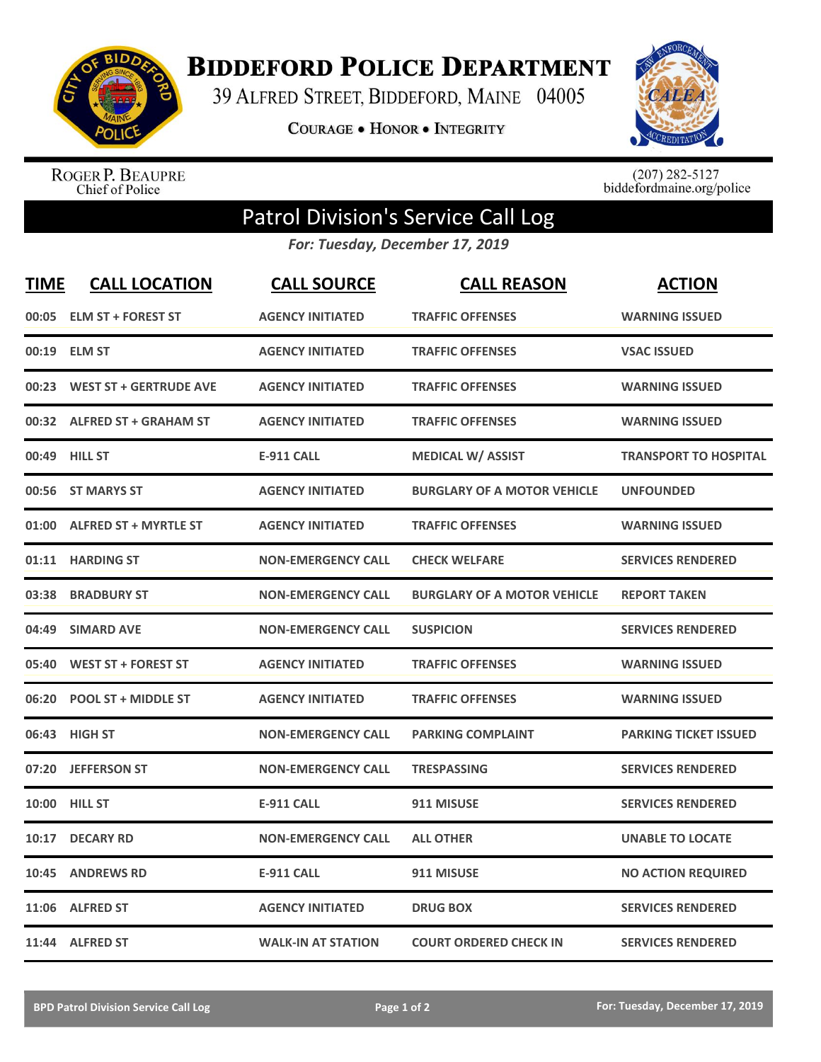# Biddeford Police Department

39 Alfred Street, Biddeford, Maine 04005

Courage • Honor • Integrity

Roger P. Beaupre
Chief of Police

(207) 282-5127
biddefordmaine.org/police

## Patrol Division's Service Call Log

*For: Tuesday, December 17, 2019*

| TIME | CALL LOCATION | CALL SOURCE | CALL REASON | ACTION |
|---|---|---|---|---|
| 00:05 | ELM ST + FOREST ST | AGENCY INITIATED | TRAFFIC OFFENSES | WARNING ISSUED |
| 00:19 | ELM ST | AGENCY INITIATED | TRAFFIC OFFENSES | VSAC ISSUED |
| 00:23 | WEST ST + GERTRUDE AVE | AGENCY INITIATED | TRAFFIC OFFENSES | WARNING ISSUED |
| 00:32 | ALFRED ST + GRAHAM ST | AGENCY INITIATED | TRAFFIC OFFENSES | WARNING ISSUED |
| 00:49 | HILL ST | E-911 CALL | MEDICAL W/ ASSIST | TRANSPORT TO HOSPITAL |
| 00:56 | ST MARYS ST | AGENCY INITIATED | BURGLARY OF A MOTOR VEHICLE | UNFOUNDED |
| 01:00 | ALFRED ST + MYRTLE ST | AGENCY INITIATED | TRAFFIC OFFENSES | WARNING ISSUED |
| 01:11 | HARDING ST | NON-EMERGENCY CALL | CHECK WELFARE | SERVICES RENDERED |
| 03:38 | BRADBURY ST | NON-EMERGENCY CALL | BURGLARY OF A MOTOR VEHICLE | REPORT TAKEN |
| 04:49 | SIMARD AVE | NON-EMERGENCY CALL | SUSPICION | SERVICES RENDERED |
| 05:40 | WEST ST + FOREST ST | AGENCY INITIATED | TRAFFIC OFFENSES | WARNING ISSUED |
| 06:20 | POOL ST + MIDDLE ST | AGENCY INITIATED | TRAFFIC OFFENSES | WARNING ISSUED |
| 06:43 | HIGH ST | NON-EMERGENCY CALL | PARKING COMPLAINT | PARKING TICKET ISSUED |
| 07:20 | JEFFERSON ST | NON-EMERGENCY CALL | TRESPASSING | SERVICES RENDERED |
| 10:00 | HILL ST | E-911 CALL | 911 MISUSE | SERVICES RENDERED |
| 10:17 | DECARY RD | NON-EMERGENCY CALL | ALL OTHER | UNABLE TO LOCATE |
| 10:45 | ANDREWS RD | E-911 CALL | 911 MISUSE | NO ACTION REQUIRED |
| 11:06 | ALFRED ST | AGENCY INITIATED | DRUG BOX | SERVICES RENDERED |
| 11:44 | ALFRED ST | WALK-IN AT STATION | COURT ORDERED CHECK IN | SERVICES RENDERED |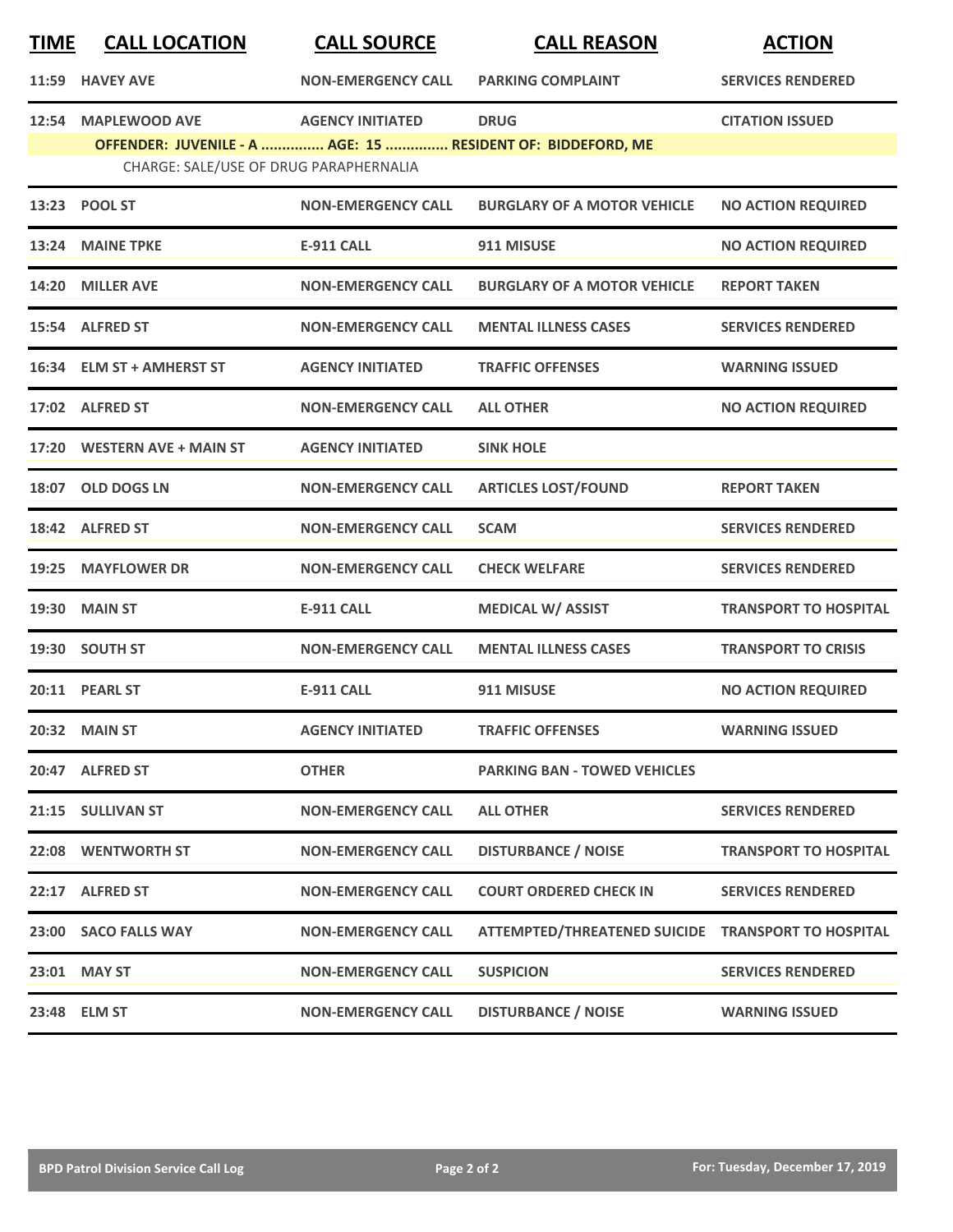| TIME | CALL LOCATION | CALL SOURCE | CALL REASON | ACTION |
|---|---|---|---|---|
| 11:59 | HAVEY AVE | NON-EMERGENCY CALL | PARKING COMPLAINT | SERVICES RENDERED |
| 12:54 | MAPLEWOOD AVE | AGENCY INITIATED | DRUG | CITATION ISSUED |
| | OFFENDER: JUVENILE - A ............... AGE: 15 ............... RESIDENT OF: BIDDEFORD, ME | | | |
| | CHARGE: SALE/USE OF DRUG PARAPHERNALIA | | | |
| 13:23 | POOL ST | NON-EMERGENCY CALL | BURGLARY OF A MOTOR VEHICLE | NO ACTION REQUIRED |
| 13:24 | MAINE TPKE | E-911 CALL | 911 MISUSE | NO ACTION REQUIRED |
| 14:20 | MILLER AVE | NON-EMERGENCY CALL | BURGLARY OF A MOTOR VEHICLE | REPORT TAKEN |
| 15:54 | ALFRED ST | NON-EMERGENCY CALL | MENTAL ILLNESS CASES | SERVICES RENDERED |
| 16:34 | ELM ST + AMHERST ST | AGENCY INITIATED | TRAFFIC OFFENSES | WARNING ISSUED |
| 17:02 | ALFRED ST | NON-EMERGENCY CALL | ALL OTHER | NO ACTION REQUIRED |
| 17:20 | WESTERN AVE + MAIN ST | AGENCY INITIATED | SINK HOLE | |
| 18:07 | OLD DOGS LN | NON-EMERGENCY CALL | ARTICLES LOST/FOUND | REPORT TAKEN |
| 18:42 | ALFRED ST | NON-EMERGENCY CALL | SCAM | SERVICES RENDERED |
| 19:25 | MAYFLOWER DR | NON-EMERGENCY CALL | CHECK WELFARE | SERVICES RENDERED |
| 19:30 | MAIN ST | E-911 CALL | MEDICAL W/ ASSIST | TRANSPORT TO HOSPITAL |
| 19:30 | SOUTH ST | NON-EMERGENCY CALL | MENTAL ILLNESS CASES | TRANSPORT TO CRISIS |
| 20:11 | PEARL ST | E-911 CALL | 911 MISUSE | NO ACTION REQUIRED |
| 20:32 | MAIN ST | AGENCY INITIATED | TRAFFIC OFFENSES | WARNING ISSUED |
| 20:47 | ALFRED ST | OTHER | PARKING BAN - TOWED VEHICLES | |
| 21:15 | SULLIVAN ST | NON-EMERGENCY CALL | ALL OTHER | SERVICES RENDERED |
| 22:08 | WENTWORTH ST | NON-EMERGENCY CALL | DISTURBANCE / NOISE | TRANSPORT TO HOSPITAL |
| 22:17 | ALFRED ST | NON-EMERGENCY CALL | COURT ORDERED CHECK IN | SERVICES RENDERED |
| 23:00 | SACO FALLS WAY | NON-EMERGENCY CALL | ATTEMPTED/THREATENED SUICIDE | TRANSPORT TO HOSPITAL |
| 23:01 | MAY ST | NON-EMERGENCY CALL | SUSPICION | SERVICES RENDERED |
| 23:48 | ELM ST | NON-EMERGENCY CALL | DISTURBANCE / NOISE | WARNING ISSUED |